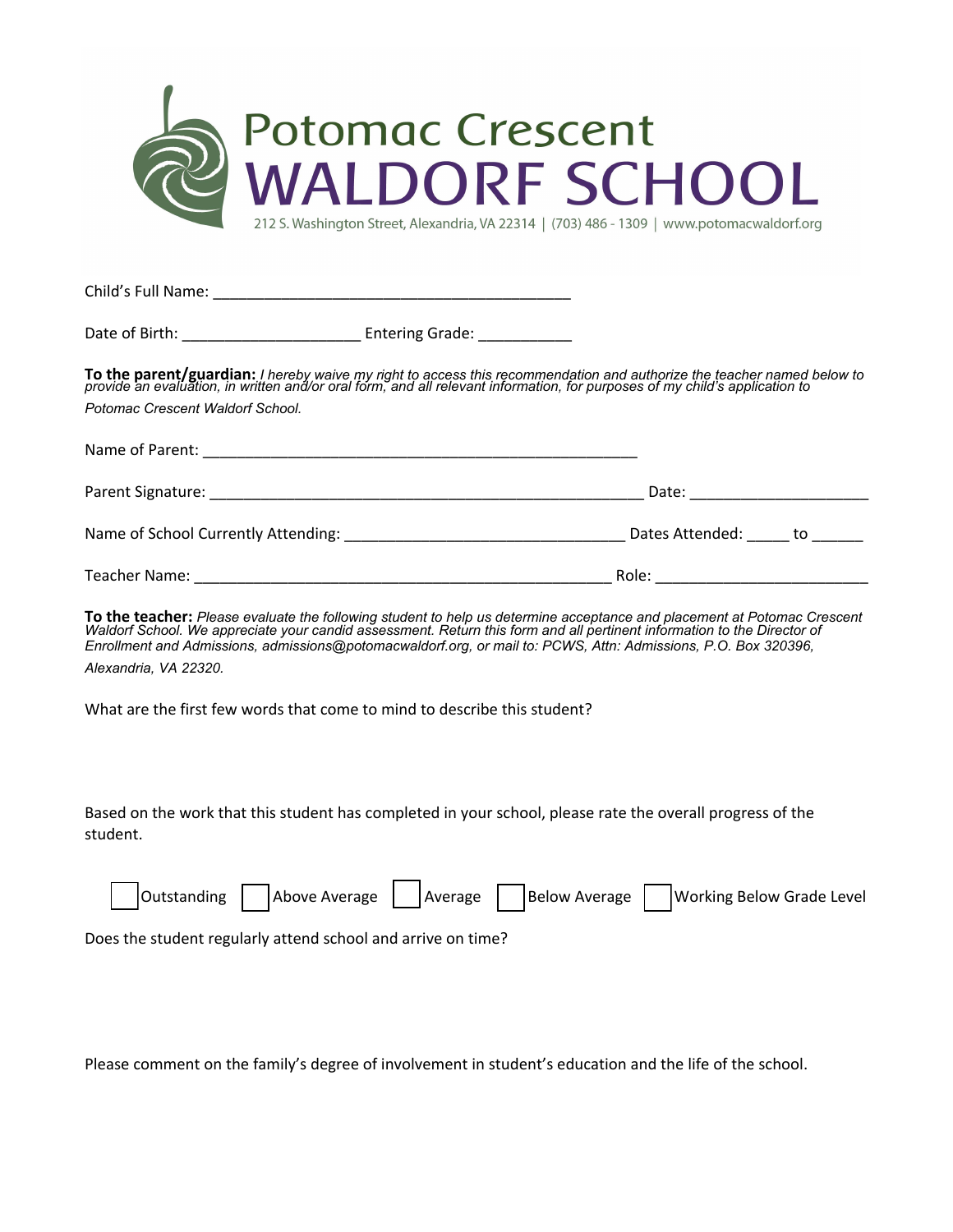# Potomac Crescent WALDORF SCHOOL

212 S. Washington Street, Alexandria, VA 22314 | (703) 486 - 1309 | www.potomacwaldorf.org

Child's Full Name: ___________________________________________

Date of Birth: ____________________ Entering Grade: ___________

**To the parent/guardian:** *I hereby waive my right to access this recommendation and authorize the teacher named below to provide an evaluation, in written and/or oral form, and all relevant information, for purposes of my child's application to Potomac Crescent Waldorf School.*

Name of Parent: _____________________________________________________

Parent Signature: _____________________________________________________ Date: ____________________

Name of School Currently Attending: _________________________________ Dates Attended: _____ to ______

Teacher Name: __________________________________________________ Role: ________________________

**To the teacher:** *Please evaluate the following student to help us determine acceptance and placement at Potomac Crescent Waldorf School. We appreciate your candid assessment. Return this form and all pertinent information to the Director of Enrollment and Admissions, admissions@potomacwaldorf.org, or mail to: PCWS, Attn: Admissions, P.O. Box 320396, Alexandria, VA 22320.*

What are the first few words that come to mind to describe this student?

Based on the work that this student has completed in your school, please rate the overall progress of the student.

☐ Outstanding ☐ Above Average ☐ Average ☐ Below Average ☐ Working Below Grade Level

Does the student regularly attend school and arrive on time?

Please comment on the family's degree of involvement in student's education and the life of the school.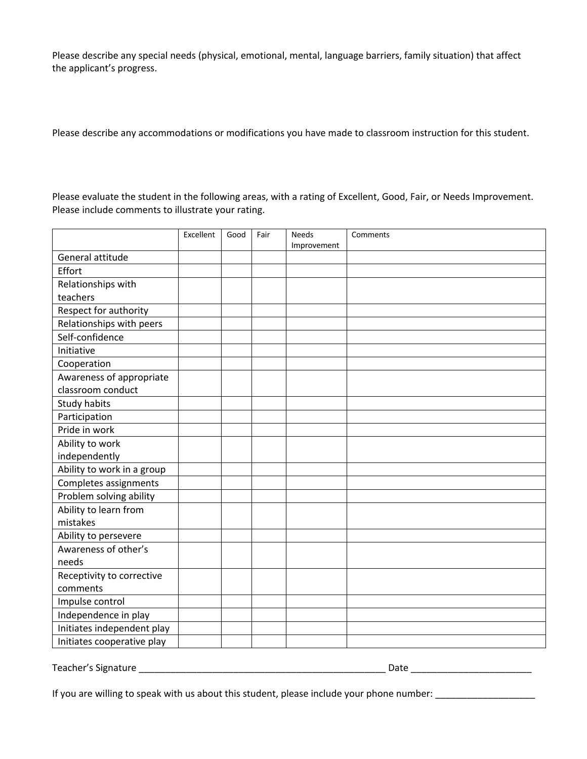Please describe any special needs (physical, emotional, mental, language barriers, family situation) that affect the applicant's progress.

Please describe any accommodations or modifications you have made to classroom instruction for this student.

Please evaluate the student in the following areas, with a rating of Excellent, Good, Fair, or Needs Improvement. Please include comments to illustrate your rating.

| | Excellent | Good | Fair | Needs Improvement | Comments |
|---|---|---|---|---|---|
| General attitude | | | | | |
| Effort | | | | | |
| Relationships with teachers | | | | | |
| Respect for authority | | | | | |
| Relationships with peers | | | | | |
| Self-confidence | | | | | |
| Initiative | | | | | |
| Cooperation | | | | | |
| Awareness of appropriate classroom conduct | | | | | |
| Study habits | | | | | |
| Participation | | | | | |
| Pride in work | | | | | |
| Ability to work independently | | | | | |
| Ability to work in a group | | | | | |
| Completes assignments | | | | | |
| Problem solving ability | | | | | |
| Ability to learn from mistakes | | | | | |
| Ability to persevere | | | | | |
| Awareness of other's needs | | | | | |
| Receptivity to corrective comments | | | | | |
| Impulse control | | | | | |
| Independence in play | | | | | |
| Initiates independent play | | | | | |
| Initiates cooperative play | | | | | |

Teacher's Signature _________________________________________________ Date _______________________

If you are willing to speak with us about this student, please include your phone number: ___________________